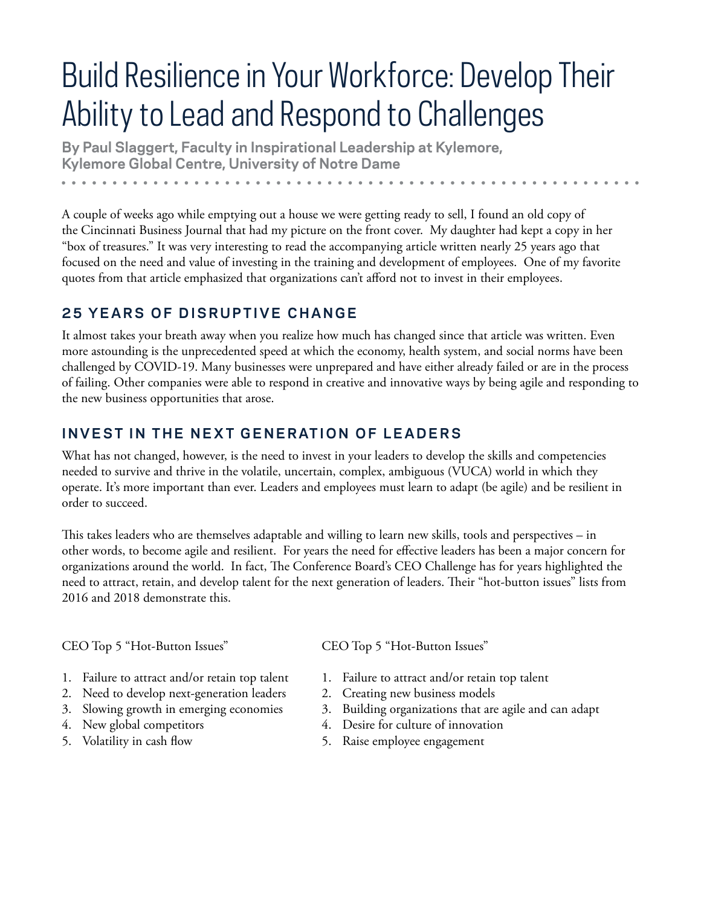# Build Resilience in Your Workforce: Develop Their Ability to Lead and Respond to Challenges

**By Paul Slaggert, Faculty in Inspirational Leadership at Kylemore, Kylemore Global Centre, University of Notre Dame**

A couple of weeks ago while emptying out a house we were getting ready to sell, I found an old copy of the Cincinnati Business Journal that had my picture on the front cover. My daughter had kept a copy in her "box of treasures." It was very interesting to read the accompanying article written nearly 25 years ago that focused on the need and value of investing in the training and development of employees. One of my favorite quotes from that article emphasized that organizations can't afford not to invest in their employees.

## 25 YEARS OF DISRUPTIVE CHANGE

It almost takes your breath away when you realize how much has changed since that article was written. Even more astounding is the unprecedented speed at which the economy, health system, and social norms have been challenged by COVID-19. Many businesses were unprepared and have either already failed or are in the process of failing. Other companies were able to respond in creative and innovative ways by being agile and responding to the new business opportunities that arose.

## INVEST IN THE NEXT GENERATION OF LEADERS

What has not changed, however, is the need to invest in your leaders to develop the skills and competencies needed to survive and thrive in the volatile, uncertain, complex, ambiguous (VUCA) world in which they operate. It's more important than ever. Leaders and employees must learn to adapt (be agile) and be resilient in order to succeed.

This takes leaders who are themselves adaptable and willing to learn new skills, tools and perspectives – in other words, to become agile and resilient. For years the need for effective leaders has been a major concern for organizations around the world. In fact, The Conference Board's CEO Challenge has for years highlighted the need to attract, retain, and develop talent for the next generation of leaders. Their "hot-button issues" lists from 2016 and 2018 demonstrate this.

CEO Top 5 "Hot-Button Issues"

1. Failure to attract and/or retain top talent
2. Need to develop next-generation leaders
3. Slowing growth in emerging economies
4. New global competitors
5. Volatility in cash flow

CEO Top 5 "Hot-Button Issues"

1. Failure to attract and/or retain top talent
2. Creating new business models
3. Building organizations that are agile and can adapt
4. Desire for culture of innovation
5. Raise employee engagement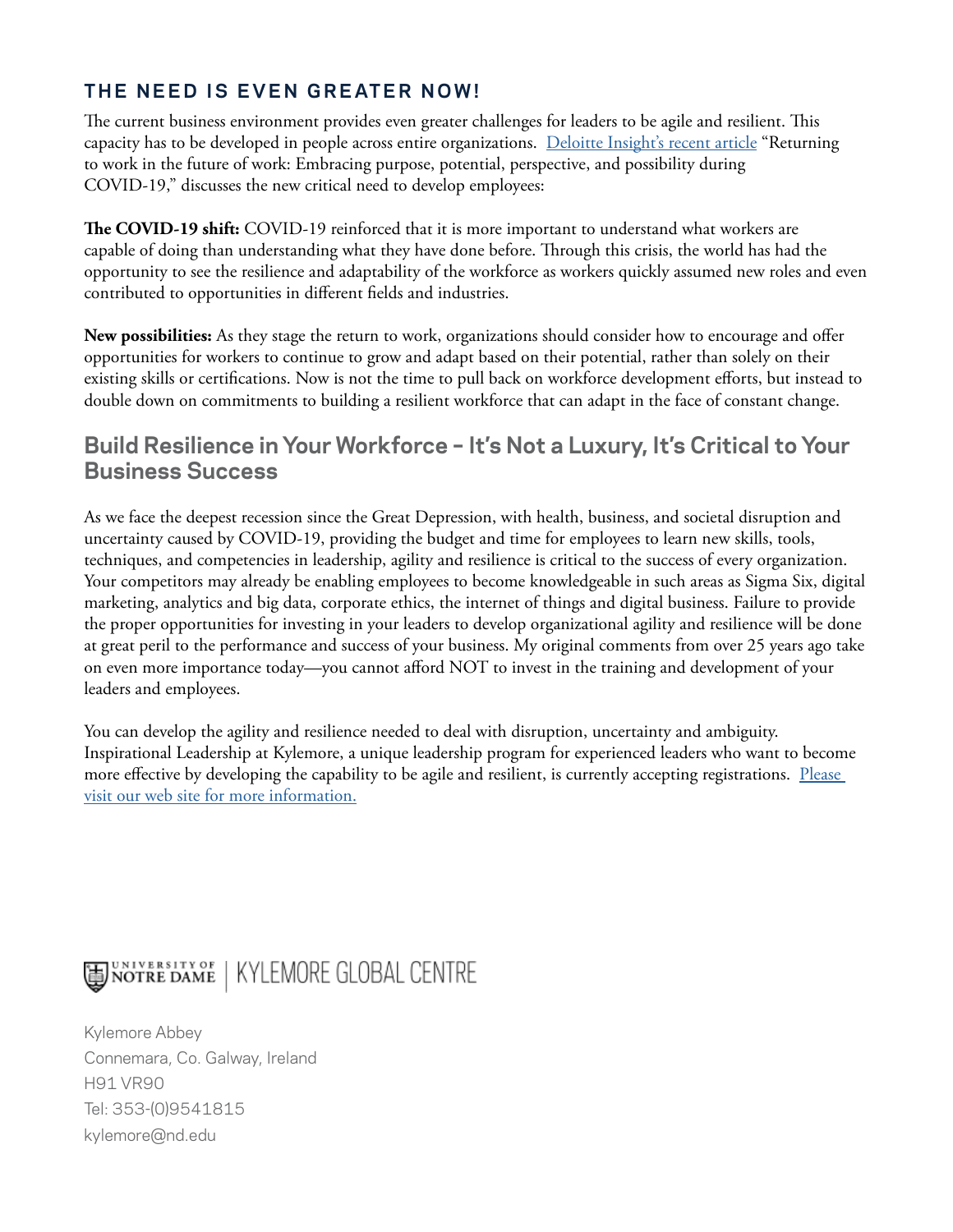## THE NEED IS EVEN GREATER NOW!

The current business environment provides even greater challenges for leaders to be agile and resilient. This capacity has to be developed in people across entire organizations. [Deloitte Insight's recent article] "Returning to work in the future of work: Embracing purpose, potential, perspective, and possibility during COVID-19," discusses the new critical need to develop employees:

**The COVID-19 shift:** COVID-19 reinforced that it is more important to understand what workers are capable of doing than understanding what they have done before. Through this crisis, the world has had the opportunity to see the resilience and adaptability of the workforce as workers quickly assumed new roles and even contributed to opportunities in different fields and industries.

**New possibilities:** As they stage the return to work, organizations should consider how to encourage and offer opportunities for workers to continue to grow and adapt based on their potential, rather than solely on their existing skills or certifications. Now is not the time to pull back on workforce development efforts, but instead to double down on commitments to building a resilient workforce that can adapt in the face of constant change.

## Build Resilience in Your Workforce - It's Not a Luxury, It's Critical to Your Business Success

As we face the deepest recession since the Great Depression, with health, business, and societal disruption and uncertainty caused by COVID-19, providing the budget and time for employees to learn new skills, tools, techniques, and competencies in leadership, agility and resilience is critical to the success of every organization. Your competitors may already be enabling employees to become knowledgeable in such areas as Sigma Six, digital marketing, analytics and big data, corporate ethics, the internet of things and digital business. Failure to provide the proper opportunities for investing in your leaders to develop organizational agility and resilience will be done at great peril to the performance and success of your business. My original comments from over 25 years ago take on even more importance today—you cannot afford NOT to invest in the training and development of your leaders and employees.

You can develop the agility and resilience needed to deal with disruption, uncertainty and ambiguity. Inspirational Leadership at Kylemore, a unique leadership program for experienced leaders who want to become more effective by developing the capability to be agile and resilient, is currently accepting registrations. Please visit our web site for more information.

UNIVERSITY OF NOTRE DAME | KYLEMORE GLOBAL CENTRE

Kylemore Abbey
Connemara, Co. Galway, Ireland
H91 VR90
Tel: 353-(0)9541815
kylemore@nd.edu